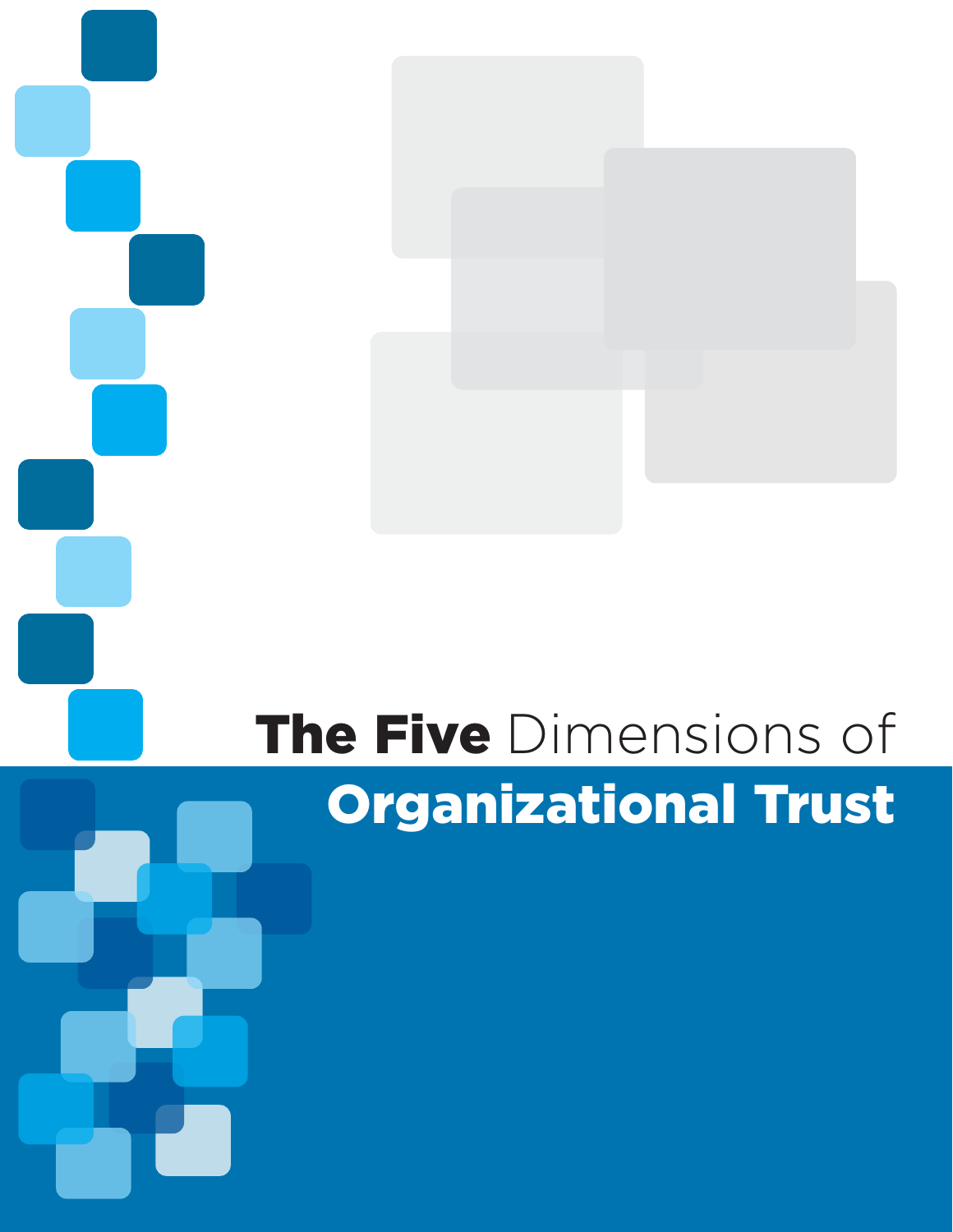# The Five Dimensions of Organizational Trust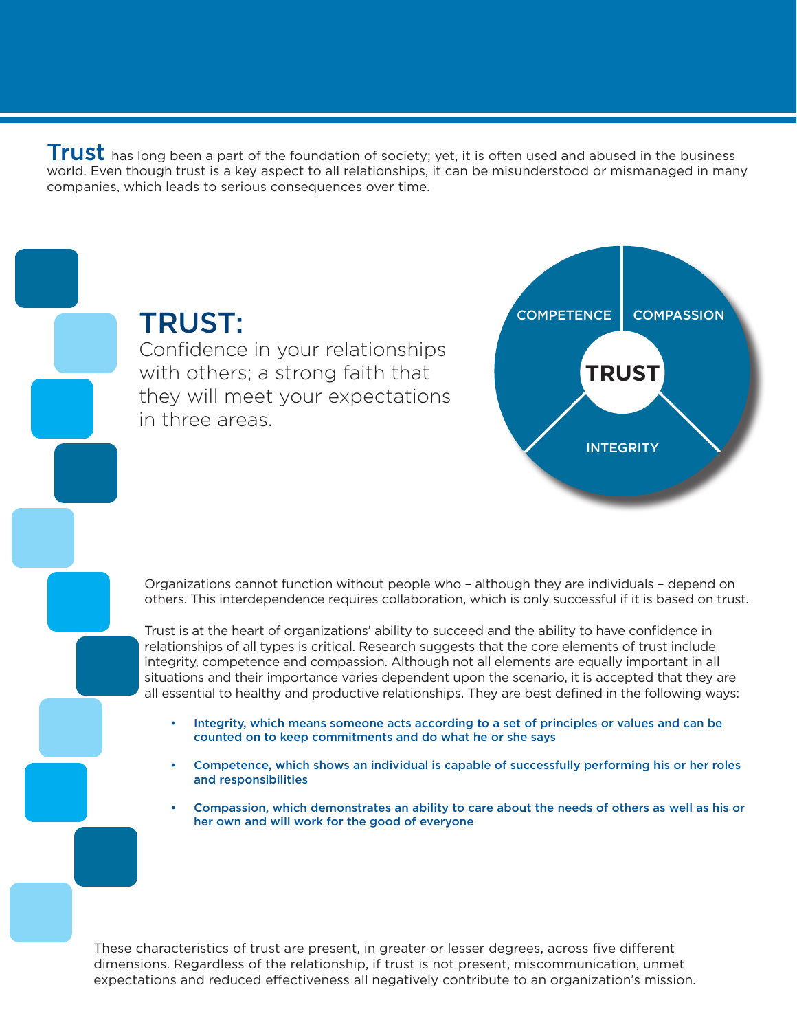**Trust** has long been a part of the foundation of society; yet, it is often used and abused in the business world. Even though trust is a key aspect to all relationships, it can be misunderstood or mismanaged in many companies, which leads to serious consequences over time.

## TRUST:

Confidence in your relationships with others; a strong faith that they will meet your expectations in three areas.

COMPETENCE | COMPASSION | INTEGRITY

**TRUST**

Organizations cannot function without people who – although they are individuals – depend on others. This interdependence requires collaboration, which is only successful if it is based on trust.

Trust is at the heart of organizations' ability to succeed and the ability to have confidence in relationships of all types is critical. Research suggests that the core elements of trust include integrity, competence and compassion. Although not all elements are equally important in all situations and their importance varies dependent upon the scenario, it is accepted that they are all essential to healthy and productive relationships. They are best defined in the following ways:

- **Integrity, which means someone acts according to a set of principles or values and can be counted on to keep commitments and do what he or she says**
- **Competence, which shows an individual is capable of successfully performing his or her roles and responsibilities**
- **Compassion, which demonstrates an ability to care about the needs of others as well as his or her own and will work for the good of everyone**

These characteristics of trust are present, in greater or lesser degrees, across five different dimensions. Regardless of the relationship, if trust is not present, miscommunication, unmet expectations and reduced effectiveness all negatively contribute to an organization's mission.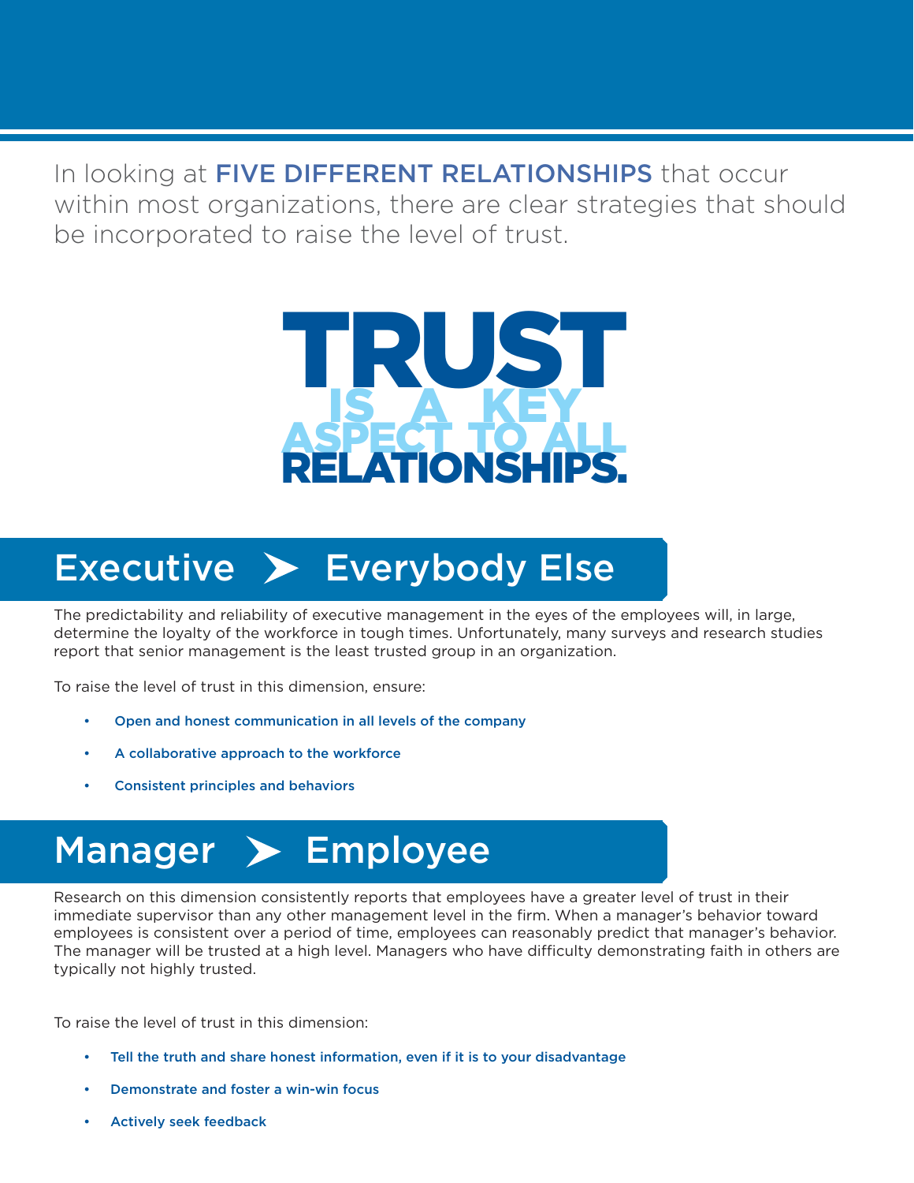In looking at **FIVE DIFFERENT RELATIONSHIPS** that occur within most organizations, there are clear strategies that should be incorporated to raise the level of trust.

**TRUST IS A KEY ASPECT TO ALL RELATIONSHIPS.**

## Executive ➤ Everybody Else

The predictability and reliability of executive management in the eyes of the employees will, in large, determine the loyalty of the workforce in tough times. Unfortunately, many surveys and research studies report that senior management is the least trusted group in an organization.

To raise the level of trust in this dimension, ensure:

- **Open and honest communication in all levels of the company**
- **A collaborative approach to the workforce**
- **Consistent principles and behaviors**

## Manager ➤ Employee

Research on this dimension consistently reports that employees have a greater level of trust in their immediate supervisor than any other management level in the firm. When a manager's behavior toward employees is consistent over a period of time, employees can reasonably predict that manager's behavior. The manager will be trusted at a high level. Managers who have difficulty demonstrating faith in others are typically not highly trusted.

To raise the level of trust in this dimension:

- **Tell the truth and share honest information, even if it is to your disadvantage**
- **Demonstrate and foster a win-win focus**
- **Actively seek feedback**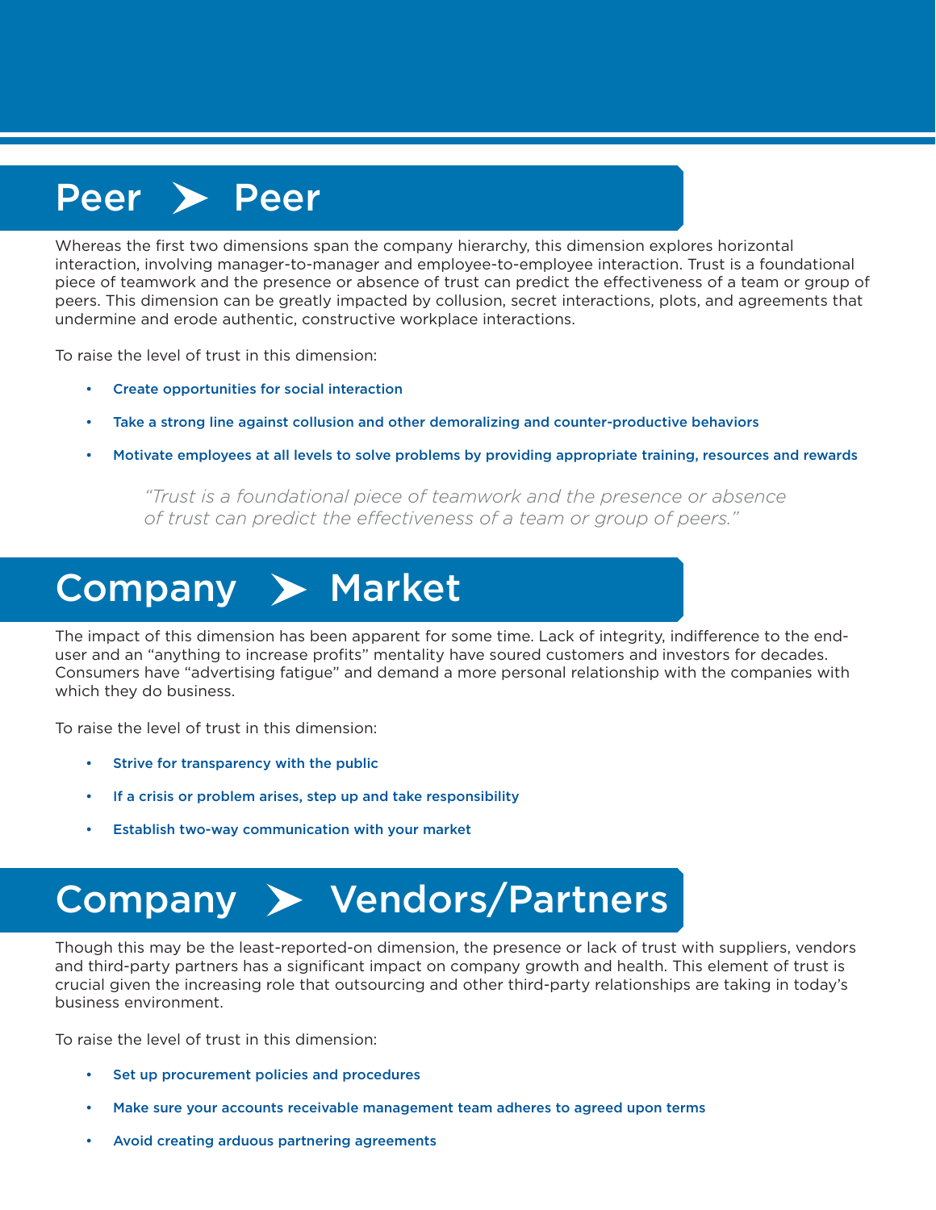## Peer ➤ Peer

Whereas the first two dimensions span the company hierarchy, this dimension explores horizontal interaction, involving manager-to-manager and employee-to-employee interaction. Trust is a foundational piece of teamwork and the presence or absence of trust can predict the effectiveness of a team or group of peers. This dimension can be greatly impacted by collusion, secret interactions, plots, and agreements that undermine and erode authentic, constructive workplace interactions.

To raise the level of trust in this dimension:

- **Create opportunities for social interaction**
- **Take a strong line against collusion and other demoralizing and counter-productive behaviors**
- **Motivate employees at all levels to solve problems by providing appropriate training, resources and rewards**

> *"Trust is a foundational piece of teamwork and the presence or absence of trust can predict the effectiveness of a team or group of peers."*

## Company ➤ Market

The impact of this dimension has been apparent for some time. Lack of integrity, indifference to the end-user and an "anything to increase profits" mentality have soured customers and investors for decades. Consumers have "advertising fatigue" and demand a more personal relationship with the companies with which they do business.

To raise the level of trust in this dimension:

- **Strive for transparency with the public**
- **If a crisis or problem arises, step up and take responsibility**
- **Establish two-way communication with your market**

## Company ➤ Vendors/Partners

Though this may be the least-reported-on dimension, the presence or lack of trust with suppliers, vendors and third-party partners has a significant impact on company growth and health. This element of trust is crucial given the increasing role that outsourcing and other third-party relationships are taking in today's business environment.

To raise the level of trust in this dimension:

- **Set up procurement policies and procedures**
- **Make sure your accounts receivable management team adheres to agreed upon terms**
- **Avoid creating arduous partnering agreements**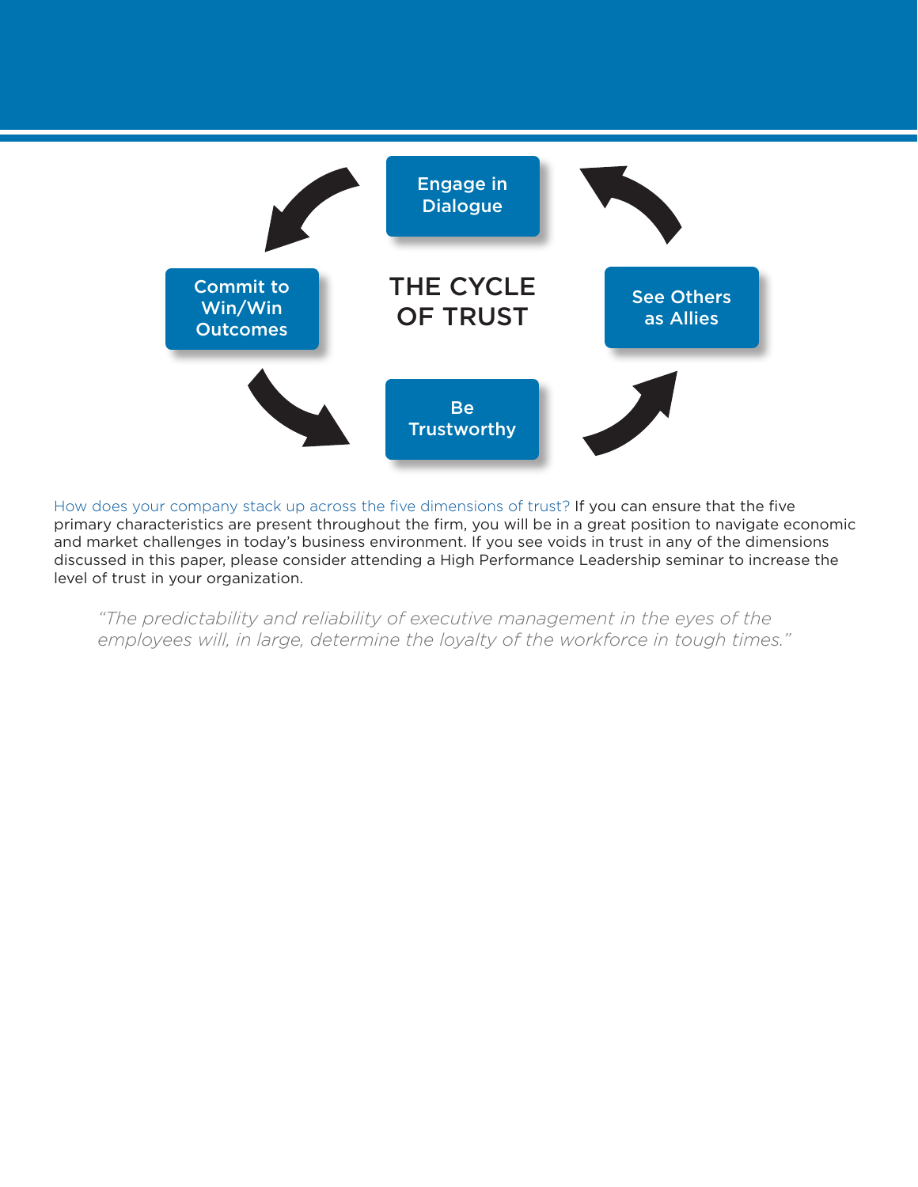THE CYCLE OF TRUST

Engage in Dialogue

Commit to Win/Win Outcomes

See Others as Allies

Be Trustworthy

How does your company stack up across the five dimensions of trust? If you can ensure that the five primary characteristics are present throughout the firm, you will be in a great position to navigate economic and market challenges in today's business environment. If you see voids in trust in any of the dimensions discussed in this paper, please consider attending a High Performance Leadership seminar to increase the level of trust in your organization.

> *"The predictability and reliability of executive management in the eyes of the employees will, in large, determine the loyalty of the workforce in tough times."*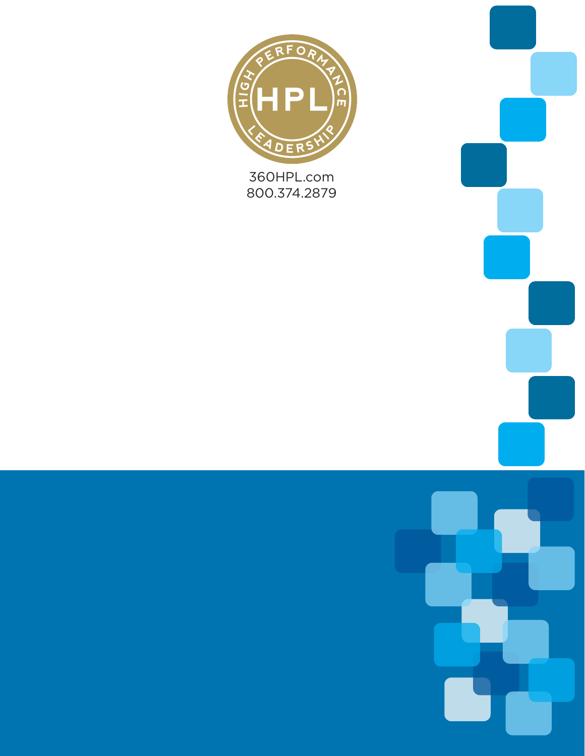HIGH PERFORMANCE

HPL

LEADERSHIP

360HPL.com
800.374.2879